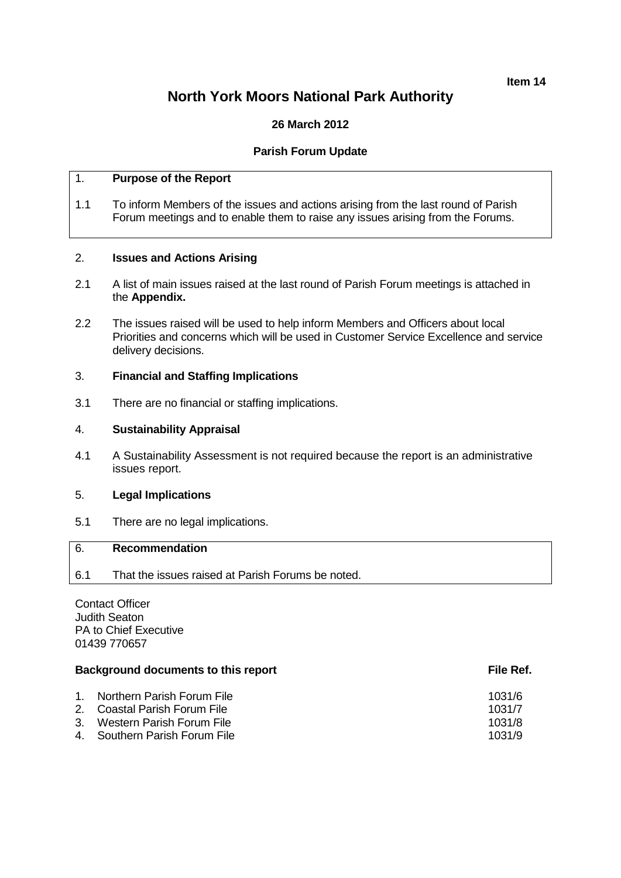**Item 14**

# North York Moors National Park Authority

**26 March 2012**

**Parish Forum Update**

## 1. Purpose of the Report

1.1 To inform Members of the issues and actions arising from the last round of Parish Forum meetings and to enable them to raise any issues arising from the Forums.

## 2. Issues and Actions Arising

2.1 A list of main issues raised at the last round of Parish Forum meetings is attached in the **Appendix.**

2.2 The issues raised will be used to help inform Members and Officers about local Priorities and concerns which will be used in Customer Service Excellence and service delivery decisions.

## 3. Financial and Staffing Implications

3.1 There are no financial or staffing implications.

## 4. Sustainability Appraisal

4.1 A Sustainability Assessment is not required because the report is an administrative issues report.

## 5. Legal Implications

5.1 There are no legal implications.

## 6. Recommendation

6.1 That the issues raised at Parish Forums be noted.

Contact Officer
Judith Seaton
PA to Chief Executive
01439 770657

| **Background documents to this report** | **File Ref.** |
|---|---|
| 1. Northern Parish Forum File | 1031/6 |
| 2. Coastal Parish Forum File | 1031/7 |
| 3. Western Parish Forum File | 1031/8 |
| 4. Southern Parish Forum File | 1031/9 |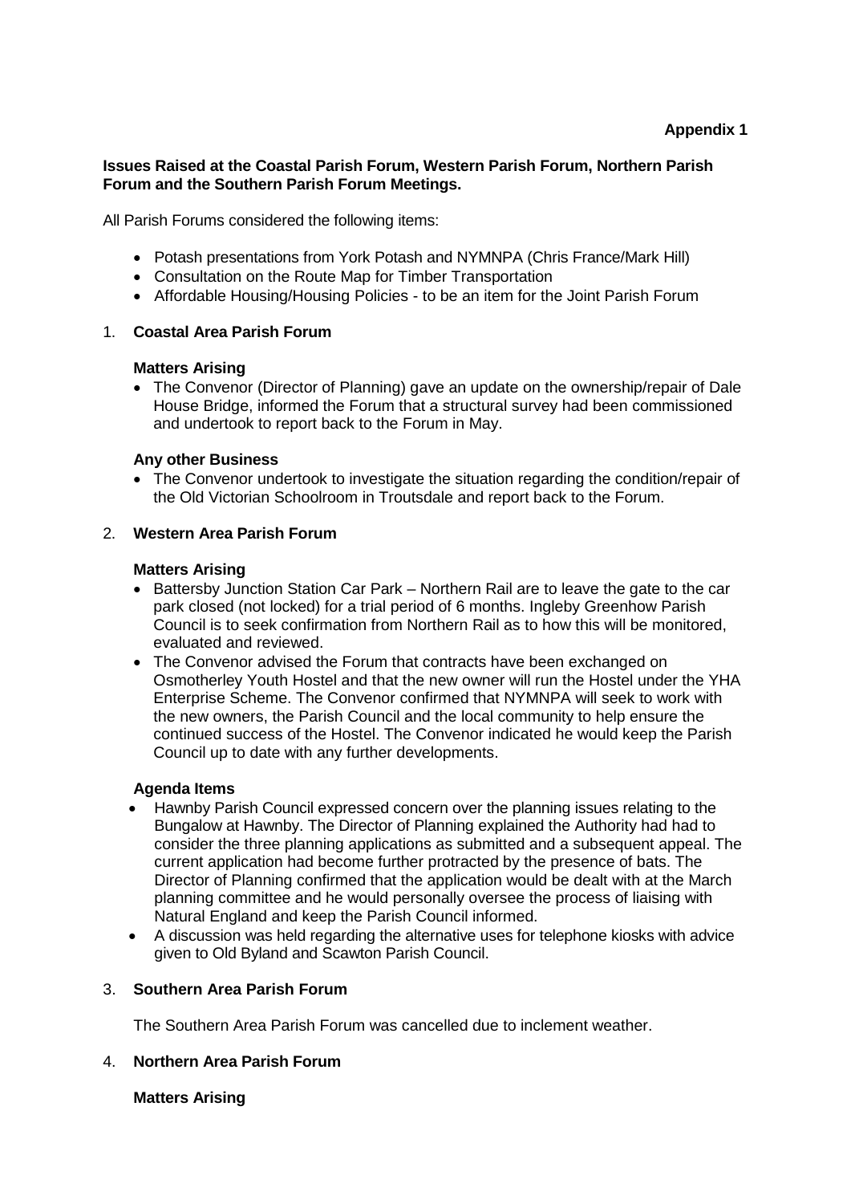**Appendix 1**

**Issues Raised at the Coastal Parish Forum, Western Parish Forum, Northern Parish Forum and the Southern Parish Forum Meetings.**

All Parish Forums considered the following items:

- Potash presentations from York Potash and NYMNPA (Chris France/Mark Hill)
- Consultation on the Route Map for Timber Transportation
- Affordable Housing/Housing Policies - to be an item for the Joint Parish Forum

1. **Coastal Area Parish Forum**

   **Matters Arising**

   - The Convenor (Director of Planning) gave an update on the ownership/repair of Dale House Bridge, informed the Forum that a structural survey had been commissioned and undertook to report back to the Forum in May.

   **Any other Business**

   - The Convenor undertook to investigate the situation regarding the condition/repair of the Old Victorian Schoolroom in Troutsdale and report back to the Forum.

2. **Western Area Parish Forum**

   **Matters Arising**

   - Battersby Junction Station Car Park – Northern Rail are to leave the gate to the car park closed (not locked) for a trial period of 6 months. Ingleby Greenhow Parish Council is to seek confirmation from Northern Rail as to how this will be monitored, evaluated and reviewed.
   - The Convenor advised the Forum that contracts have been exchanged on Osmotherley Youth Hostel and that the new owner will run the Hostel under the YHA Enterprise Scheme. The Convenor confirmed that NYMNPA will seek to work with the new owners, the Parish Council and the local community to help ensure the continued success of the Hostel. The Convenor indicated he would keep the Parish Council up to date with any further developments.

   **Agenda Items**

   - Hawnby Parish Council expressed concern over the planning issues relating to the Bungalow at Hawnby. The Director of Planning explained the Authority had had to consider the three planning applications as submitted and a subsequent appeal. The current application had become further protracted by the presence of bats. The Director of Planning confirmed that the application would be dealt with at the March planning committee and he would personally oversee the process of liaising with Natural England and keep the Parish Council informed.
   - A discussion was held regarding the alternative uses for telephone kiosks with advice given to Old Byland and Scawton Parish Council.

3. **Southern Area Parish Forum**

   The Southern Area Parish Forum was cancelled due to inclement weather.

4. **Northern Area Parish Forum**

   **Matters Arising**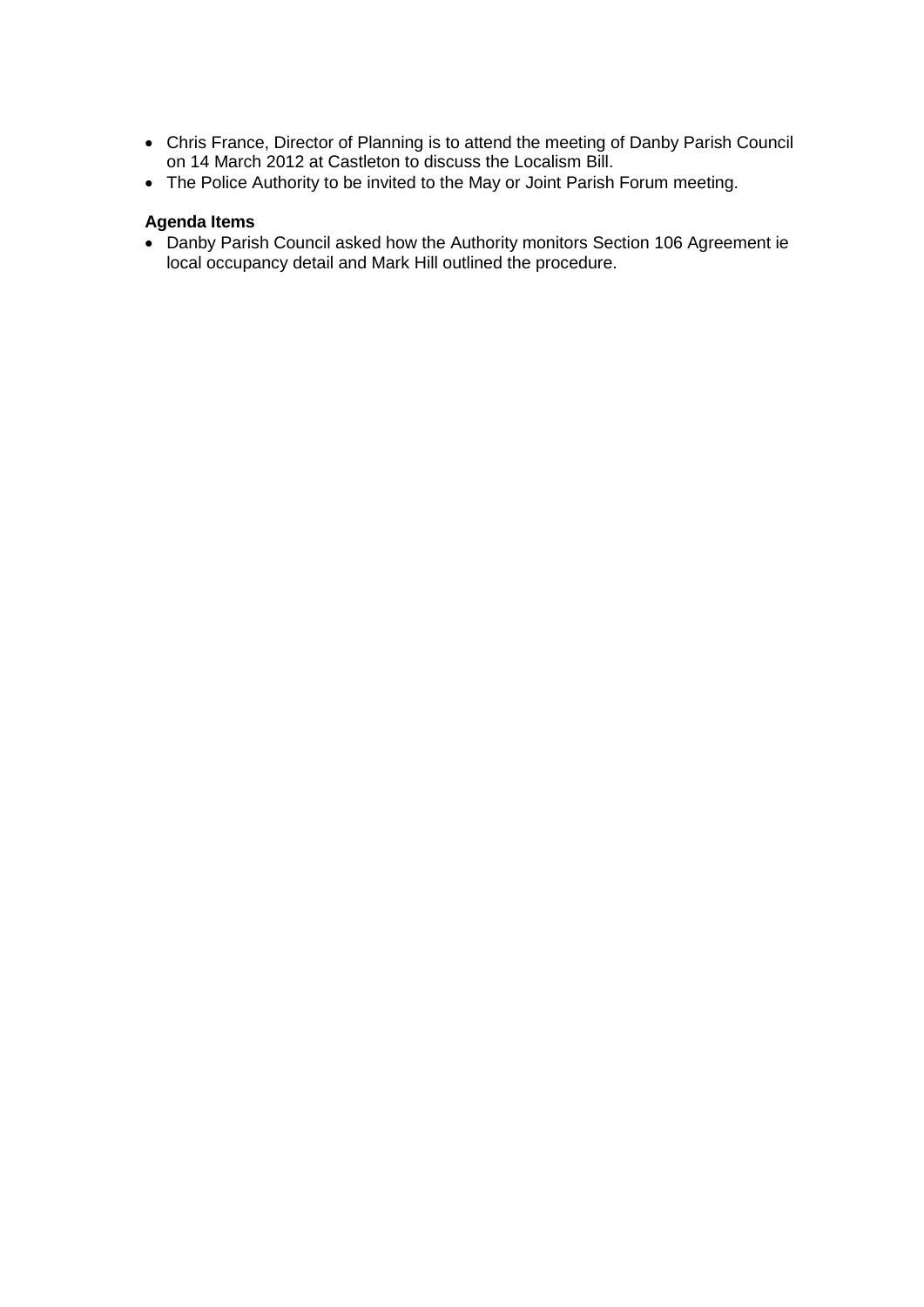- Chris France, Director of Planning is to attend the meeting of Danby Parish Council on 14 March 2012 at Castleton to discuss the Localism Bill.
- The Police Authority to be invited to the May or Joint Parish Forum meeting.

**Agenda Items**

- Danby Parish Council asked how the Authority monitors Section 106 Agreement ie local occupancy detail and Mark Hill outlined the procedure.